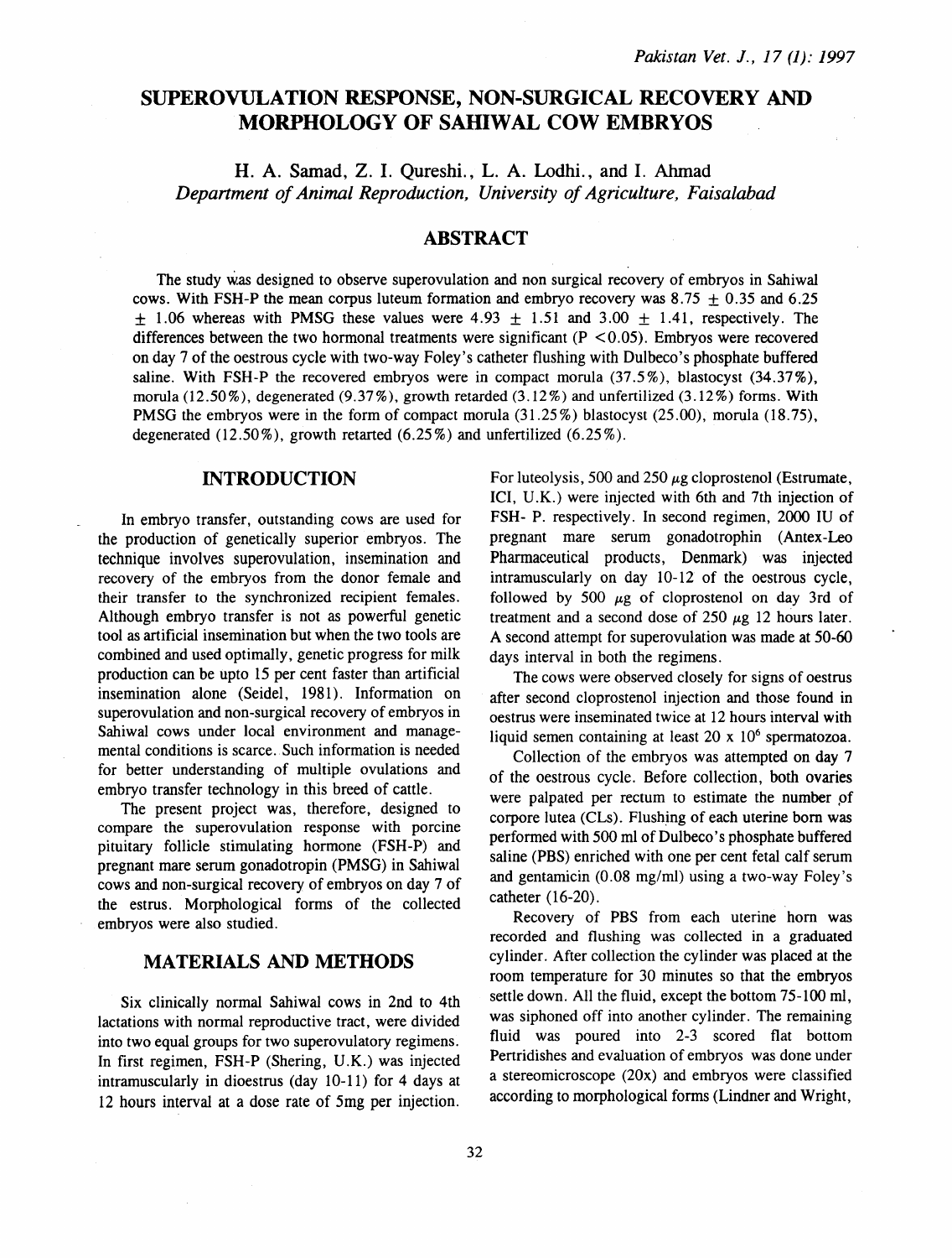# SUPEROVULATION RESPONSE, NON-SURGICAL RECOVERY AND MORPHOLOGY OF SAHIWAL COW EMBRYOS

H. A. Samad, Z. I. Qureshi., L. A. Lodhi., and I. Ahmad

*Department of Animal Reproduction, University of Agriculture, Faisalabad*

## ABSTRACT

The study was designed to observe superovulation and non surgical recovery of embryos in Sahiwal cows. With FSH-P the mean corpus luteum formation and embryo recovery was $8.75 \pm 0.35$ and $6.25 \pm 1.06$ whereas with PMSG these values were $4.93 \pm 1.51$ and $3.00 \pm 1.41$, respectively. The differences between the two hormonal treatments were significant ($P < 0.05$). Embryos were recovered on day 7 of the oestrous cycle with two-way Foley's catheter flushing with Dulbeco's phosphate buffered saline. With FSH-P the recovered embryos were in compact morula (37.5%), blastocyst (34.37%), morula (12.50%), degenerated (9.37%), growth retarded (3.12%) and unfertilized (3.12%) forms. With PMSG the embryos were in the form of compact morula (31.25%) blastocyst (25.00), morula (18.75), degenerated (12.50%), growth retarted (6.25%) and unfertilized (6.25%).

## INTRODUCTION

In embryo transfer, outstanding cows are used for the production of genetically superior embryos. The technique involves superovulation, insemination and recovery of the embryos from the donor female and their transfer to the synchronized recipient females. Although embryo transfer is not as powerful genetic tool as artificial insemination but when the two tools are combined and used optimally, genetic progress for milk production can be upto 15 per cent faster than artificial insemination alone (Seidel, 1981). Information on superovulation and non-surgical recovery of embryos in Sahiwal cows under local environment and managemental conditions is scarce. Such information is needed for better understanding of multiple ovulations and embryo transfer technology in this breed of cattle.

The present project was, therefore, designed to compare the superovulation response with porcine pituitary follicle stimulating hormone (FSH-P) and pregnant mare serum gonadotropin (PMSG) in Sahiwal cows and non-surgical recovery of embryos on day 7 of the estrus. Morphological forms of the collected embryos were also studied.

## MATERIALS AND METHODS

Six clinically normal Sahiwal cows in 2nd to 4th lactations with normal reproductive tract, were divided into two equal groups for two superovulatory regimens. In first regimen, FSH-P (Shering, U.K.) was injected intramuscularly in dioestrus (day 10-11) for 4 days at 12 hours interval at a dose rate of 5mg per injection. For luteolysis, 500 and 250 $\mu$g cloprostenol (Estrumate, ICI, U.K.) were injected with 6th and 7th injection of FSH- P. respectively. In second regimen, 2000 IU of pregnant mare serum gonadotrophin (Antex-Leo Pharmaceutical products, Denmark) was injected intramuscularly on day 10-12 of the oestrous cycle, followed by 500 $\mu$g of cloprostenol on day 3rd of treatment and a second dose of 250 $\mu$g 12 hours later. A second attempt for superovulation was made at 50-60 days interval in both the regimens.

The cows were observed closely for signs of oestrus after second cloprostenol injection and those found in oestrus were inseminated twice at 12 hours interval with liquid semen containing at least $20 \times 10^6$ spermatozoa.

Collection of the embryos was attempted on day 7 of the oestrous cycle. Before collection, both ovaries were palpated per rectum to estimate the number of corpore lutea (CLs). Flushing of each uterine born was performed with 500 ml of Dulbeco's phosphate buffered saline (PBS) enriched with one per cent fetal calf serum and gentamicin (0.08 mg/ml) using a two-way Foley's catheter (16-20).

Recovery of PBS from each uterine horn was recorded and flushing was collected in a graduated cylinder. After collection the cylinder was placed at the room temperature for 30 minutes so that the embryos settle down. All the fluid, except the bottom 75-100 ml, was siphoned off into another cylinder. The remaining fluid was poured into 2-3 scored flat bottom Pertridishes and evaluation of embryos was done under a stereomicroscope (20x) and embryos were classified according to morphological forms (Lindner and Wright,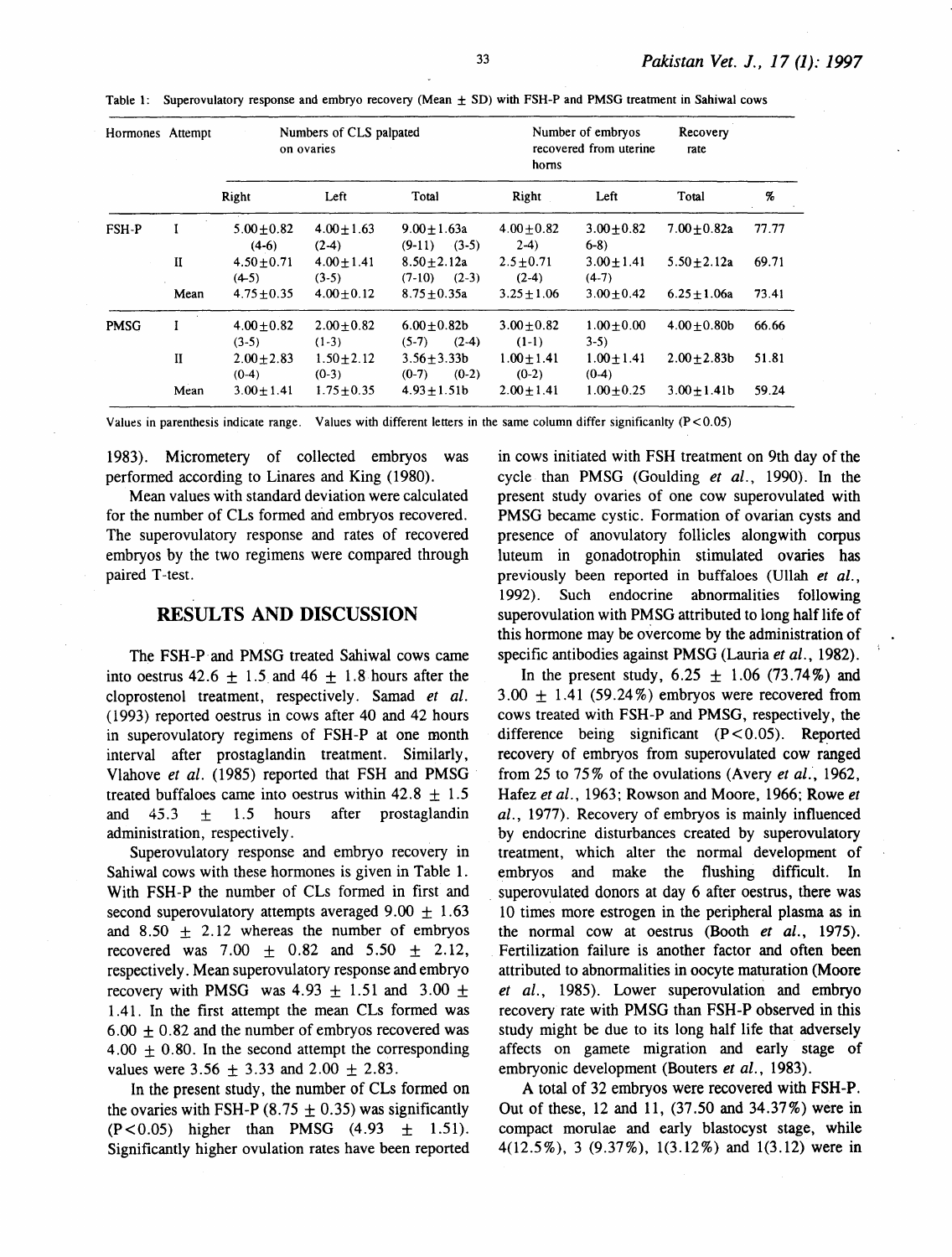Table 1: Superovulatory response and embryo recovery (Mean ± SD) with FSH-P and PMSG treatment in Sahiwal cows

| Hormones | Attempt | Numbers of CLS palpated on ovaries | | | Number of embryos recovered from uterine horns | | | Recovery rate |
|---|---|---|---|---|---|---|---|---|
| | | Right | Left | Total | Right | Left | Total | % |
| FSH-P | I | 5.00±0.82 (4-6) | 4.00±1.63 (2-4) | 9.00±1.63a (9-11) (3-5) | 4.00±0.82 2-4) | 3.00±0.82 6-8) | 7.00±0.82a | 77.77 |
| | II | 4.50±0.71 (4-5) | 4.00±1.41 (3-5) | 8.50±2.12a (7-10) (2-3) | 2.5±0.71 (2-4) | 3.00±1.41 (4-7) | 5.50±2.12a | 69.71 |
| | Mean | 4.75±0.35 | 4.00±0.12 | 8.75±0.35a | 3.25±1.06 | 3.00±0.42 | 6.25±1.06a | 73.41 |
| PMSG | I | 4.00±0.82 (3-5) | 2.00±0.82 (1-3) | 6.00±0.82b (5-7) (2-4) | 3.00±0.82 (1-1) | 1.00±0.00 3-5) | 4.00±0.80b | 66.66 |
| | II | 2.00±2.83 (0-4) | 1.50±2.12 (0-3) | 3.56±3.33b (0-7) (0-2) | 1.00±1.41 (0-2) | 1.00±1.41 (0-4) | 2.00±2.83b | 51.81 |
| | Mean | 3.00±1.41 | 1.75±0.35 | 4.93±1.51b | 2.00±1.41 | 1.00±0.25 | 3.00±1.41b | 59.24 |

Values in parenthesis indicate range. Values with different letters in the same column differ significanlty (P<0.05)

1983). Micrometery of collected embryos was performed according to Linares and King (1980).

Mean values with standard deviation were calculated for the number of CLs formed and embryos recovered. The superovulatory response and rates of recovered embryos by the two regimens were compared through paired T-test.

## RESULTS AND DISCUSSION

The FSH-P and PMSG treated Sahiwal cows came into oestrus 42.6 ± 1.5 and 46 ± 1.8 hours after the cloprostenol treatment, respectively. Samad *et al.* (1993) reported oestrus in cows after 40 and 42 hours in superovulatory regimens of FSH-P at one month interval after prostaglandin treatment. Similarly, Vlahove *et al.* (1985) reported that FSH and PMSG treated buffaloes came into oestrus within 42.8 ± 1.5 and 45.3 ± 1.5 hours after prostaglandin administration, respectively.

Superovulatory response and embryo recovery in Sahiwal cows with these hormones is given in Table 1. With FSH-P the number of CLs formed in first and second superovulatory attempts averaged 9.00 ± 1.63 and 8.50 ± 2.12 whereas the number of embryos recovered was 7.00 ± 0.82 and 5.50 ± 2.12, respectively. Mean superovulatory response and embryo recovery with PMSG was 4.93 ± 1.51 and 3.00 ± 1.41. In the first attempt the mean CLs formed was 6.00 ± 0.82 and the number of embryos recovered was 4.00 ± 0.80. In the second attempt the corresponding values were 3.56 ± 3.33 and 2.00 ± 2.83.

In the present study, the number of CLs formed on the ovaries with FSH-P (8.75 ± 0.35) was significantly ($P<0.05$) higher than PMSG (4.93 ± 1.51). Significantly higher ovulation rates have been reported in cows initiated with FSH treatment on 9th day of the cycle than PMSG (Goulding *et al.*, 1990). In the present study ovaries of one cow superovulated with PMSG became cystic. Formation of ovarian cysts and presence of anovulatory follicles alongwith corpus luteum in gonadotrophin stimulated ovaries has previously been reported in buffaloes (Ullah *et al.*, 1992). Such endocrine abnormalities following superovulation with PMSG attributed to long half life of this hormone may be overcome by the administration of specific antibodies against PMSG (Lauria *et al.*, 1982).

In the present study, 6.25 ± 1.06 (73.74%) and 3.00 ± 1.41 (59.24%) embryos were recovered from cows treated with FSH-P and PMSG, respectively, the difference being significant ($P<0.05$). Reported recovery of embryos from superovulated cow ranged from 25 to 75% of the ovulations (Avery *et al.*, 1962, Hafez *et al.*, 1963; Rowson and Moore, 1966; Rowe *et al.*, 1977). Recovery of embryos is mainly influenced by endocrine disturbances created by superovulatory treatment, which alter the normal development of embryos and make the flushing difficult. In superovulated donors at day 6 after oestrus, there was 10 times more estrogen in the peripheral plasma as in the normal cow at oestrus (Booth *et al.*, 1975). Fertilization failure is another factor and often been attributed to abnormalities in oocyte maturation (Moore *et al.*, 1985). Lower superovulation and embryo recovery rate with PMSG than FSH-P observed in this study might be due to its long half life that adversely affects on gamete migration and early stage of embryonic development (Bouters *et al.*, 1983).

A total of 32 embryos were recovered with FSH-P. Out of these, 12 and 11, (37.50 and 34.37%) were in compact morulae and early blastocyst stage, while 4(12.5%), 3 (9.37%), 1(3.12%) and 1(3.12) were in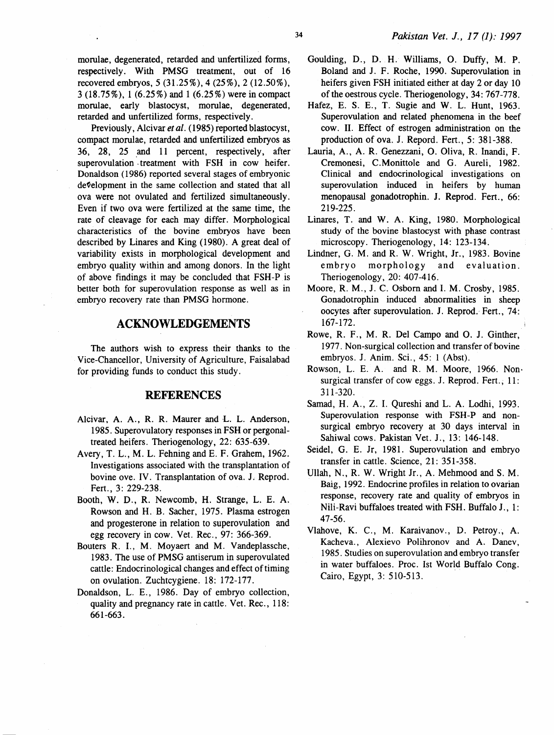morulae, degenerated, retarded and unfertilized forms, respectively. With PMSG treatment, out of 16 recovered embryos, 5 (31.25%), 4 (25%), 2 (12.50%), 3 (18.75%), 1 (6.25%) and 1 (6.25%) were in compact morulae, early blastocyst, morulae, degenerated, retarded and unfertilized forms, respectively.

Previously, Alcivar *et al.* (1985) reported blastocyst, compact morulae, retarded and unfertilized embryos as 36, 28, 25 and 11 percent, respectively, after superovulation treatment with FSH in cow heifer. Donaldson (1986) reported several stages of embryonic development in the same collection and stated that all ova were not ovulated and fertilized simultaneously. Even if two ova were fertilized at the same time, the rate of cleavage for each may differ. Morphological characteristics of the bovine embryos have been described by Linares and King (1980). A great deal of variability exists in morphological development and embryo quality within and among donors. In the light of above findings it may be concluded that FSH-P is better both for superovulation response as well as in embryo recovery rate than PMSG hormone.

## ACKNOWLEDGEMENTS

The authors wish to express their thanks to the Vice-Chancellor, University of Agriculture, Faisalabad for providing funds to conduct this study.

## REFERENCES

Alcivar, A. A., R. R. Maurer and L. L. Anderson, 1985. Superovulatory responses in FSH or pergonal-treated heifers. Theriogenology, 22: 635-639.

Avery, T. L., M. L. Fehning and E. F. Grahem, 1962. Investigations associated with the transplantation of bovine ove. IV. Transplantation of ova. J. Reprod. Fert., 3: 229-238.

Booth, W. D., R. Newcomb, H. Strange, L. E. A. Rowson and H. B. Sacher, 1975. Plasma estrogen and progesterone in relation to superovulation and egg recovery in cow. Vet. Rec., 97: 366-369.

Bouters R. I., M. Moyaert and M. Vandeplassche, 1983. The use of PMSG antiserum in superovulated cattle: Endocrinological changes and effect of timing on ovulation. Zuchtcygiene. 18: 172-177.

Donaldson, L. E., 1986. Day of embryo collection, quality and pregnancy rate in cattle. Vet. Rec., 118: 661-663.

Goulding, D., D. H. Williams, O. Duffy, M. P. Boland and J. F. Roche, 1990. Superovulation in heifers given FSH initiated either at day 2 or day 10 of the oestrous cycle. Theriogenology, 34: 767-778.

Hafez, E. S. E., T. Sugie and W. L. Hunt, 1963. Superovulation and related phenomena in the beef cow. II. Effect of estrogen administration on the production of ova. J. Repord. Fert., 5: 381-388.

Lauria, A., A. R. Genezzani, O. Oliva, R. Inandi, F. Cremonesi, C.Monittole and G. Aureli, 1982. Clinical and endocrinological investigations on superovulation induced in heifers by human menopausal gonadotrophin. J. Reprod. Fert., 66: 219-225.

Linares, T. and W. A. King, 1980. Morphological study of the bovine blastocyst with phase contrast microscopy. Theriogenology, 14: 123-134.

Lindner, G. M. and R. W. Wright, Jr., 1983. Bovine embryo morphology and evaluation. Theriogenology, 20: 407-416.

Moore, R. M., J. C. Osborn and I. M. Crosby, 1985. Gonadotrophin induced abnormalities in sheep oocytes after superovulation. J. Reprod. Fert., 74: 167-172.

Rowe, R. F., M. R. Del Campo and O. J. Ginther, 1977. Non-surgical collection and transfer of bovine embryos. J. Anim. Sci., 45: 1 (Abst).

Rowson, L. E. A. and R. M. Moore, 1966. Non-surgical transfer of cow eggs. J. Reprod. Fert., 11: 311-320.

Samad, H. A., Z. I. Qureshi and L. A. Lodhi, 1993. Superovulation response with FSH-P and non-surgical embryo recovery at 30 days interval in Sahiwal cows. Pakistan Vet. J., 13: 146-148.

Seidel, G. E. Jr, 1981. Superovulation and embryo transfer in cattle. Science, 21: 351-358.

Ullah, N., R. W. Wright Jr., A. Mehmood and S. M. Baig, 1992. Endocrine profiles in relation to ovarian response, recovery rate and quality of embryos in Nili-Ravi buffaloes treated with FSH. Buffalo J., 1: 47-56.

Vlahove, K. C., M. Karaivanov., D. Petroy., A. Kacheva., Alexievo Polihronov and A. Danev, 1985. Studies on superovulation and embryo transfer in water buffaloes. Proc. Ist World Buffalo Cong. Cairo, Egypt, 3: 510-513.